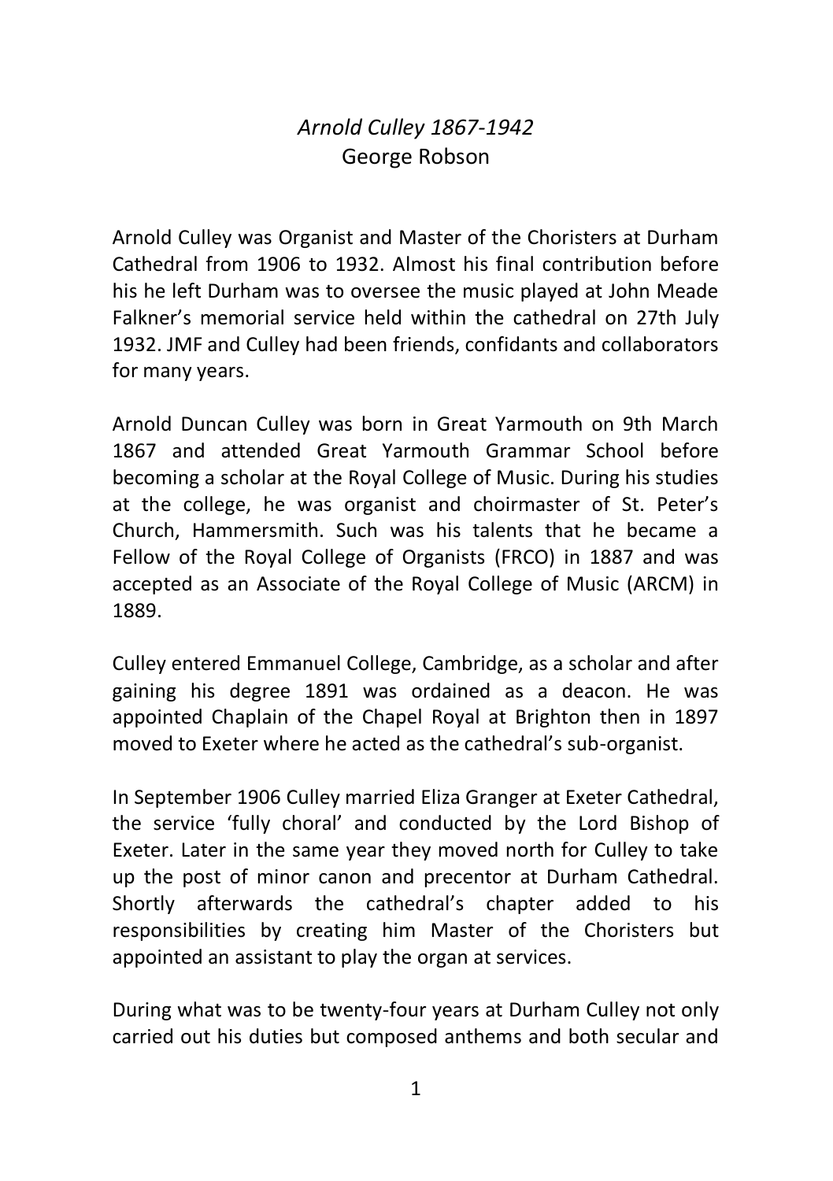# *Arnold Culley 1867-1942*

George Robson

Arnold Culley was Organist and Master of the Choristers at Durham Cathedral from 1906 to 1932. Almost his final contribution before his he left Durham was to oversee the music played at John Meade Falkner's memorial service held within the cathedral on 27th July 1932. JMF and Culley had been friends, confidants and collaborators for many years.

Arnold Duncan Culley was born in Great Yarmouth on 9th March 1867 and attended Great Yarmouth Grammar School before becoming a scholar at the Royal College of Music. During his studies at the college, he was organist and choirmaster of St. Peter's Church, Hammersmith. Such was his talents that he became a Fellow of the Royal College of Organists (FRCO) in 1887 and was accepted as an Associate of the Royal College of Music (ARCM) in 1889.

Culley entered Emmanuel College, Cambridge, as a scholar and after gaining his degree 1891 was ordained as a deacon. He was appointed Chaplain of the Chapel Royal at Brighton then in 1897 moved to Exeter where he acted as the cathedral's sub-organist.

In September 1906 Culley married Eliza Granger at Exeter Cathedral, the service 'fully choral' and conducted by the Lord Bishop of Exeter. Later in the same year they moved north for Culley to take up the post of minor canon and precentor at Durham Cathedral. Shortly afterwards the cathedral's chapter added to his responsibilities by creating him Master of the Choristers but appointed an assistant to play the organ at services.

During what was to be twenty-four years at Durham Culley not only carried out his duties but composed anthems and both secular and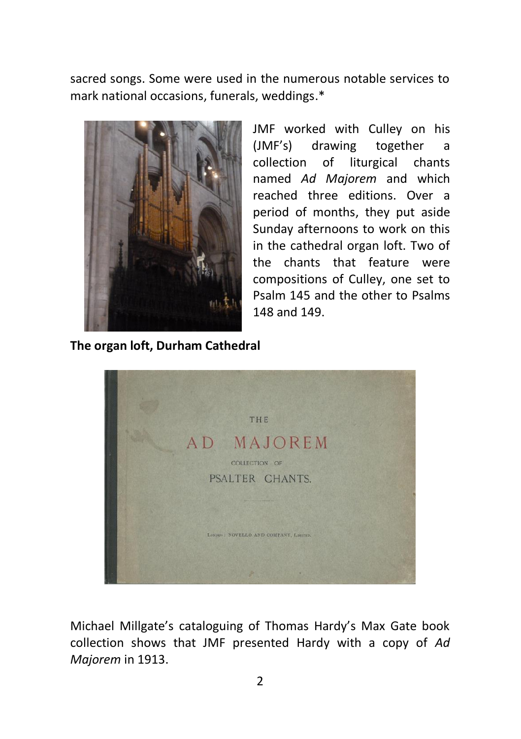sacred songs. Some were used in the numerous notable services to mark national occasions, funerals, weddings.*

JMF worked with Culley on his (JMF's) drawing together a collection of liturgical chants named *Ad Majorem* and which reached three editions. Over a period of months, they put aside Sunday afternoons to work on this in the cathedral organ loft. Two of the chants that feature were compositions of Culley, one set to Psalm 145 and the other to Psalms 148 and 149.

**The organ loft, Durham Cathedral**

Michael Millgate's cataloguing of Thomas Hardy's Max Gate book collection shows that JMF presented Hardy with a copy of *Ad Majorem* in 1913.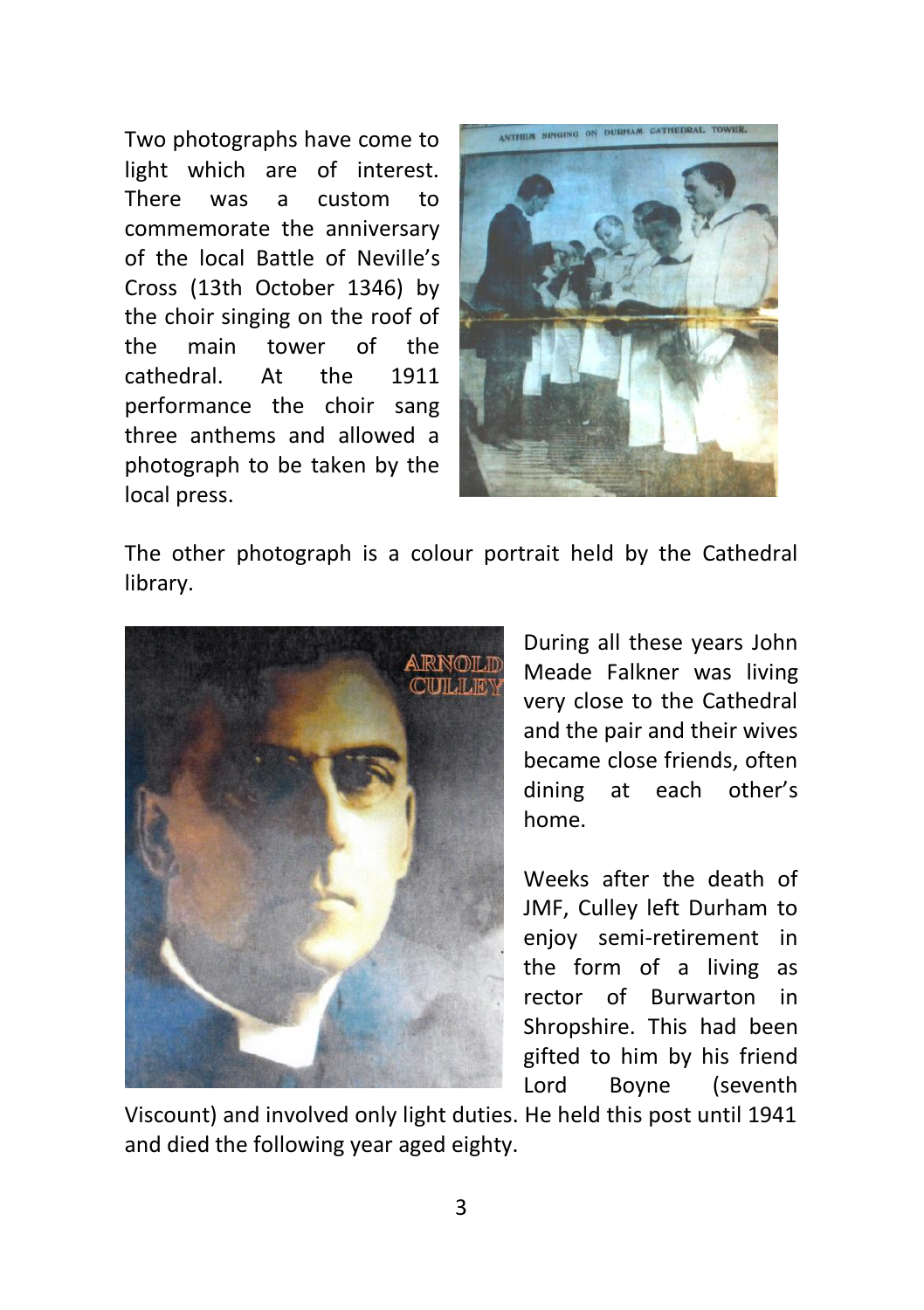Two photographs have come to light which are of interest. There was a custom to commemorate the anniversary of the local Battle of Neville's Cross (13th October 1346) by the choir singing on the roof of the main tower of the cathedral. At the 1911 performance the choir sang three anthems and allowed a photograph to be taken by the local press.

The other photograph is a colour portrait held by the Cathedral library.

During all these years John Meade Falkner was living very close to the Cathedral and the pair and their wives became close friends, often dining at each other's home.

Weeks after the death of JMF, Culley left Durham to enjoy semi-retirement in the form of a living as rector of Burwarton in Shropshire. This had been gifted to him by his friend Lord Boyne (seventh Viscount) and involved only light duties. He held this post until 1941 and died the following year aged eighty.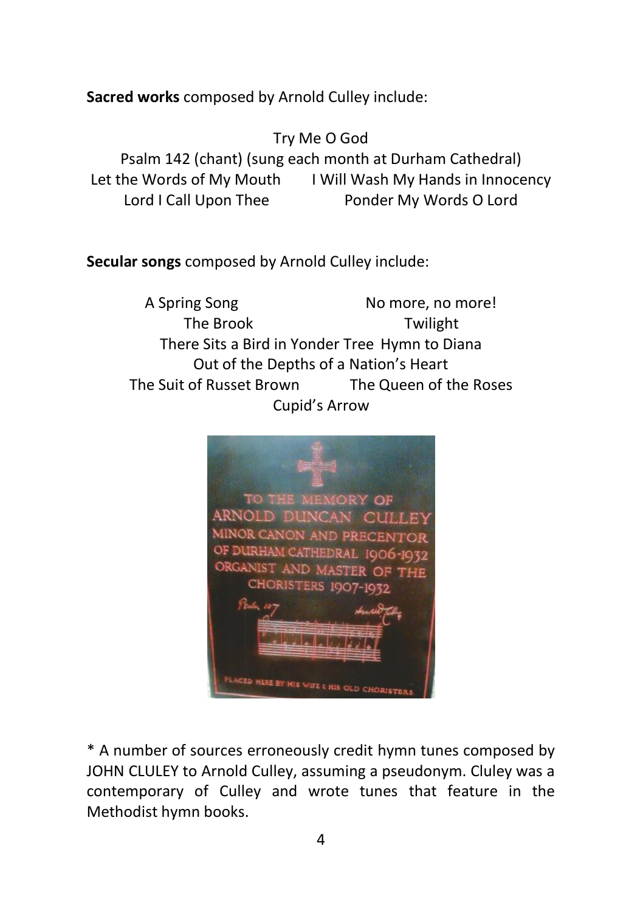**Sacred works** composed by Arnold Culley include:

Try Me O God

Psalm 142 (chant) (sung each month at Durham Cathedral)

Let the Words of My Mouth

I Will Wash My Hands in Innocency

Lord I Call Upon Thee

Ponder My Words O Lord

**Secular songs** composed by Arnold Culley include:

A Spring Song

No more, no more!

The Brook

Twilight

There Sits a Bird in Yonder Tree

Hymn to Diana

Out of the Depths of a Nation's Heart

The Suit of Russet Brown

The Queen of the Roses

Cupid's Arrow

TO THE MEMORY OF
ARNOLD DUNCAN CULLEY
MINOR CANON AND PRECENTOR
OF DURHAM CATHEDRAL 1906-1932
ORGANIST AND MASTER OF THE
CHORISTERS 1907-1932

PLACED HERE BY HIS WIFE & HIS OLD CHORISTERS

* A number of sources erroneously credit hymn tunes composed by JOHN CLULEY to Arnold Culley, assuming a pseudonym. Cluley was a contemporary of Culley and wrote tunes that feature in the Methodist hymn books.